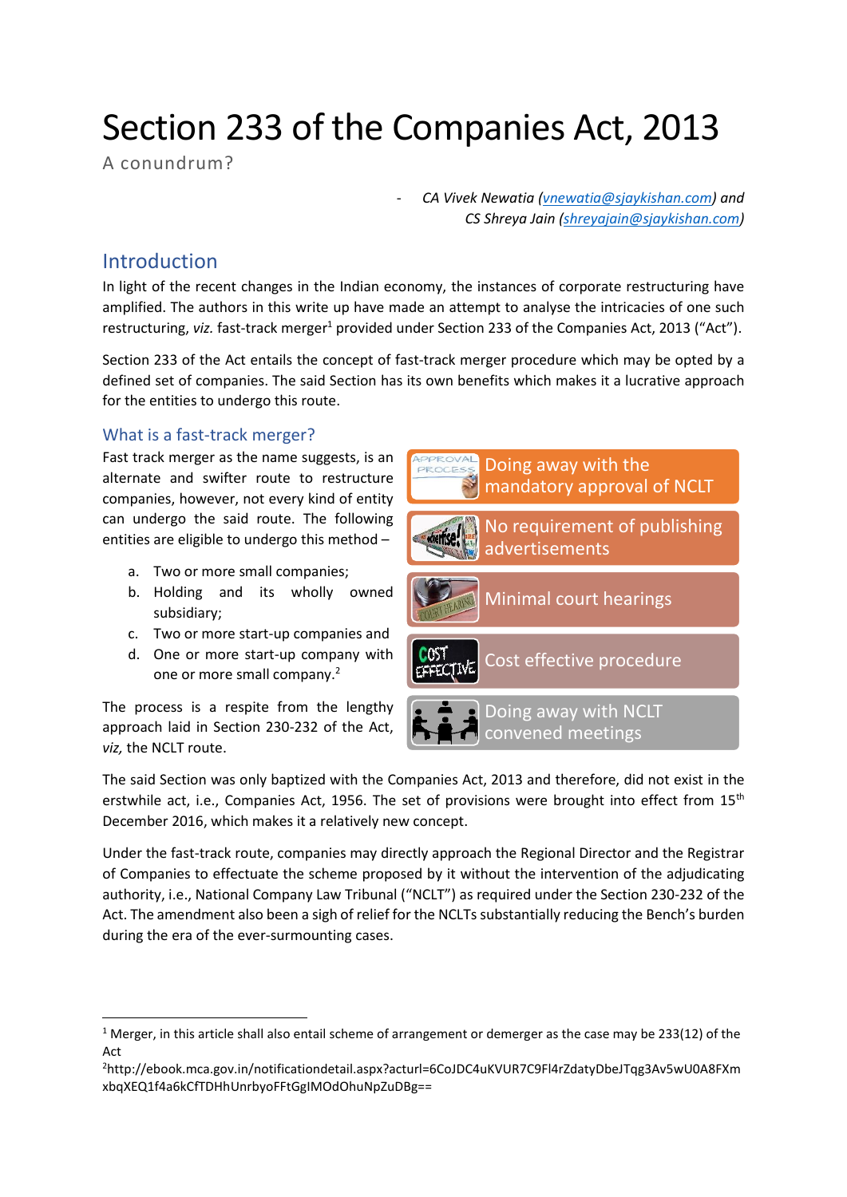# Section 233 of the Companies Act, 2013

A conundrum?

- *CA Vivek Newatia (vnewatia@sjaykishan.com) and CS Shreya Jain (shreyajain@sjaykishan.com)*

## Introduction

In light of the recent changes in the Indian economy, the instances of corporate restructuring have amplified. The authors in this write up have made an attempt to analyse the intricacies of one such restructuring, *viz.* fast-track merger[1] provided under Section 233 of the Companies Act, 2013 ("Act").

Section 233 of the Act entails the concept of fast-track merger procedure which may be opted by a defined set of companies. The said Section has its own benefits which makes it a lucrative approach for the entities to undergo this route.

### What is a fast-track merger?

Fast track merger as the name suggests, is an alternate and swifter route to restructure companies, however, not every kind of entity can undergo the said route. The following entities are eligible to undergo this method –

a. Two or more small companies;
b. Holding and its wholly owned subsidiary;
c. Two or more start-up companies and
d. One or more start-up company with one or more small company.[2]

The process is a respite from the lengthy approach laid in Section 230-232 of the Act, *viz,* the NCLT route.

- Doing away with the mandatory approval of NCLT
- No requirement of publishing advertisements
- Minimal court hearings
- Cost effective procedure
- Doing away with NCLT convened meetings

The said Section was only baptized with the Companies Act, 2013 and therefore, did not exist in the erstwhile act, i.e., Companies Act, 1956. The set of provisions were brought into effect from 15th December 2016, which makes it a relatively new concept.

Under the fast-track route, companies may directly approach the Regional Director and the Registrar of Companies to effectuate the scheme proposed by it without the intervention of the adjudicating authority, i.e., National Company Law Tribunal ("NCLT") as required under the Section 230-232 of the Act. The amendment also been a sigh of relief for the NCLTs substantially reducing the Bench's burden during the era of the ever-surmounting cases.

---

[1] Merger, in this article shall also entail scheme of arrangement or demerger as the case may be 233(12) of the Act

[2] http://ebook.mca.gov.in/notificationdetail.aspx?acturl=6CoJDC4uKVUR7C9Fl4rZdatyDbeJTqg3Av5wU0A8FXmxbqXEQ1f4a6kCfTDHhUnrbyoFFtGgIMOdOhuNpZuDBg==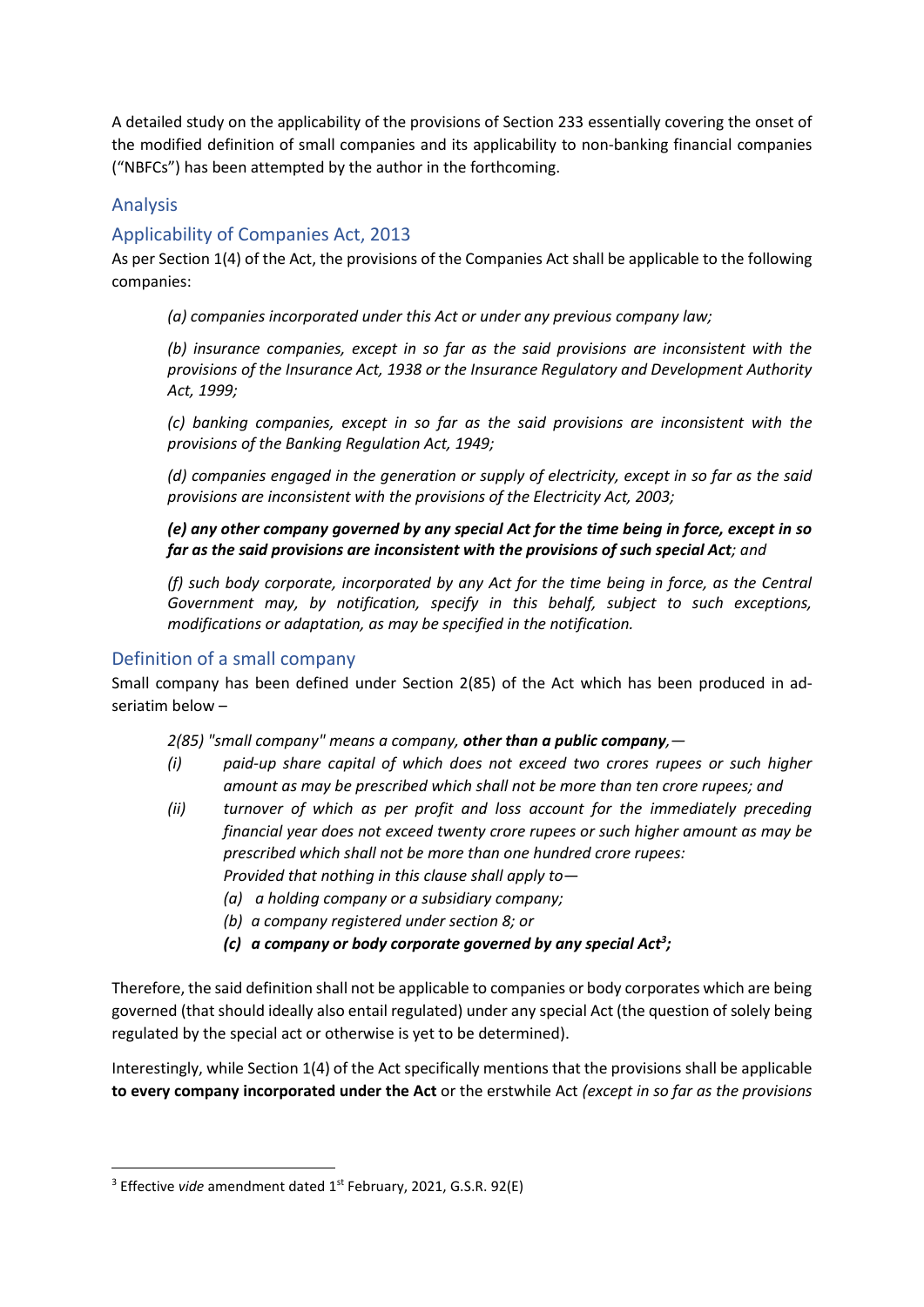A detailed study on the applicability of the provisions of Section 233 essentially covering the onset of the modified definition of small companies and its applicability to non-banking financial companies ("NBFCs") has been attempted by the author in the forthcoming.

## Analysis

## Applicability of Companies Act, 2013

As per Section 1(4) of the Act, the provisions of the Companies Act shall be applicable to the following companies:

> *(a) companies incorporated under this Act or under any previous company law;*
>
> *(b) insurance companies, except in so far as the said provisions are inconsistent with the provisions of the Insurance Act, 1938 or the Insurance Regulatory and Development Authority Act, 1999;*
>
> *(c) banking companies, except in so far as the said provisions are inconsistent with the provisions of the Banking Regulation Act, 1949;*
>
> *(d) companies engaged in the generation or supply of electricity, except in so far as the said provisions are inconsistent with the provisions of the Electricity Act, 2003;*
>
> ***(e) any other company governed by any special Act for the time being in force, except in so far as the said provisions are inconsistent with the provisions of such special Act****; and*
>
> *(f) such body corporate, incorporated by any Act for the time being in force, as the Central Government may, by notification, specify in this behalf, subject to such exceptions, modifications or adaptation, as may be specified in the notification.*

## Definition of a small company

Small company has been defined under Section 2(85) of the Act which has been produced in ad-seriatim below –

> *2(85) "small company" means a company,* ***other than a public company****,—*
>
> *(i) paid-up share capital of which does not exceed two crores rupees or such higher amount as may be prescribed which shall not be more than ten crore rupees; and*
>
> *(ii) turnover of which as per profit and loss account for the immediately preceding financial year does not exceed twenty crore rupees or such higher amount as may be prescribed which shall not be more than one hundred crore rupees:*
>
> *Provided that nothing in this clause shall apply to—*
>
> *(a) a holding company or a subsidiary company;*
>
> *(b) a company registered under section 8; or*
>
> ***(c) a company or body corporate governed by any special Act[3];***

Therefore, the said definition shall not be applicable to companies or body corporates which are being governed (that should ideally also entail regulated) under any special Act (the question of solely being regulated by the special act or otherwise is yet to be determined).

Interestingly, while Section 1(4) of the Act specifically mentions that the provisions shall be applicable **to every company incorporated under the Act** or the erstwhile Act *(except in so far as the provisions*

---

[3] Effective *vide* amendment dated 1st February, 2021, G.S.R. 92(E)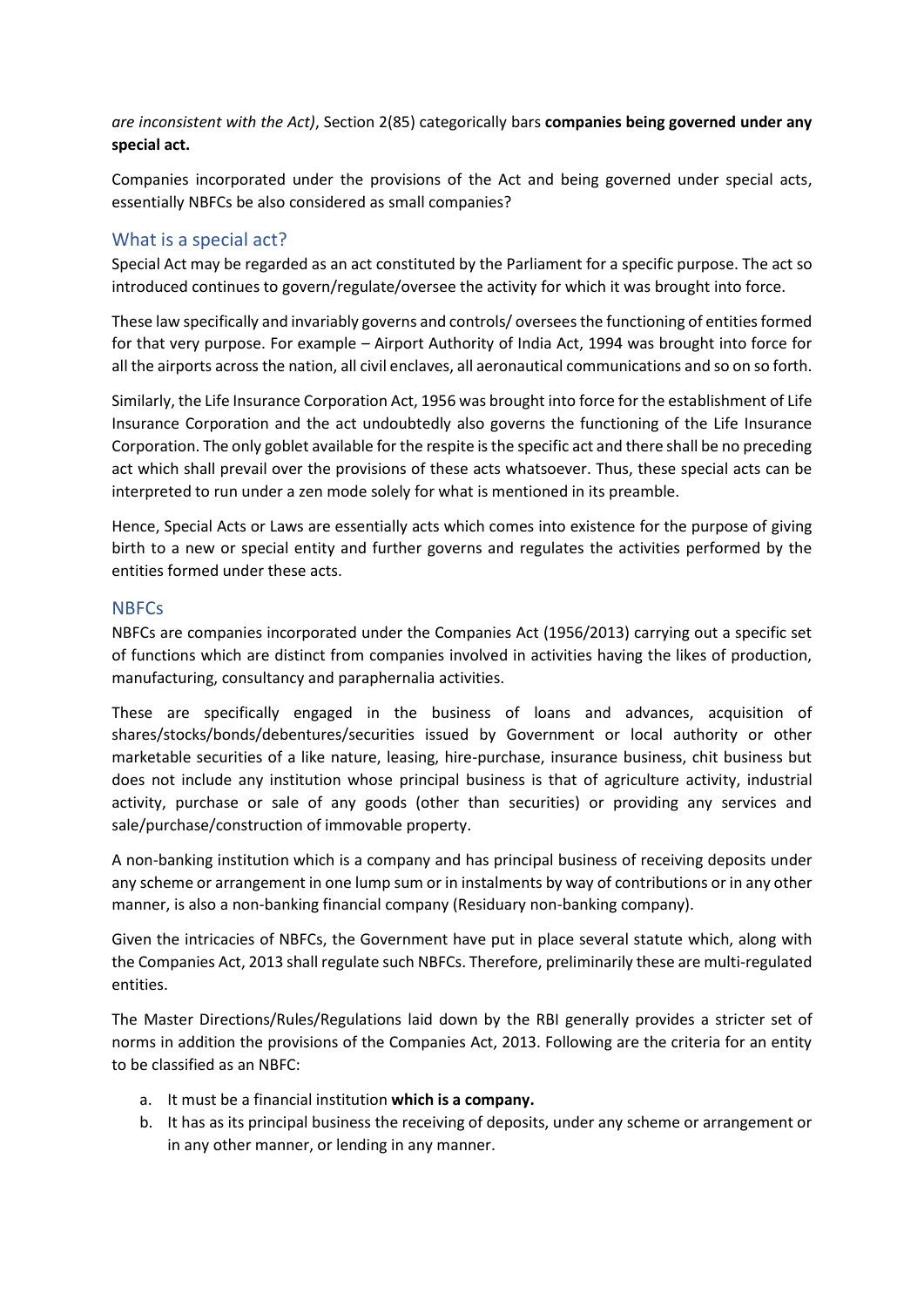*are inconsistent with the Act)*, Section 2(85) categorically bars **companies being governed under any special act.**

Companies incorporated under the provisions of the Act and being governed under special acts, essentially NBFCs be also considered as small companies?

## What is a special act?

Special Act may be regarded as an act constituted by the Parliament for a specific purpose. The act so introduced continues to govern/regulate/oversee the activity for which it was brought into force.

These law specifically and invariably governs and controls/ oversees the functioning of entities formed for that very purpose. For example – Airport Authority of India Act, 1994 was brought into force for all the airports across the nation, all civil enclaves, all aeronautical communications and so on so forth.

Similarly, the Life Insurance Corporation Act, 1956 was brought into force for the establishment of Life Insurance Corporation and the act undoubtedly also governs the functioning of the Life Insurance Corporation. The only goblet available for the respite is the specific act and there shall be no preceding act which shall prevail over the provisions of these acts whatsoever. Thus, these special acts can be interpreted to run under a zen mode solely for what is mentioned in its preamble.

Hence, Special Acts or Laws are essentially acts which comes into existence for the purpose of giving birth to a new or special entity and further governs and regulates the activities performed by the entities formed under these acts.

## NBFCs

NBFCs are companies incorporated under the Companies Act (1956/2013) carrying out a specific set of functions which are distinct from companies involved in activities having the likes of production, manufacturing, consultancy and paraphernalia activities.

These are specifically engaged in the business of loans and advances, acquisition of shares/stocks/bonds/debentures/securities issued by Government or local authority or other marketable securities of a like nature, leasing, hire-purchase, insurance business, chit business but does not include any institution whose principal business is that of agriculture activity, industrial activity, purchase or sale of any goods (other than securities) or providing any services and sale/purchase/construction of immovable property.

A non-banking institution which is a company and has principal business of receiving deposits under any scheme or arrangement in one lump sum or in instalments by way of contributions or in any other manner, is also a non-banking financial company (Residuary non-banking company).

Given the intricacies of NBFCs, the Government have put in place several statute which, along with the Companies Act, 2013 shall regulate such NBFCs. Therefore, preliminarily these are multi-regulated entities.

The Master Directions/Rules/Regulations laid down by the RBI generally provides a stricter set of norms in addition the provisions of the Companies Act, 2013. Following are the criteria for an entity to be classified as an NBFC:

a. It must be a financial institution **which is a company.**
b. It has as its principal business the receiving of deposits, under any scheme or arrangement or in any other manner, or lending in any manner.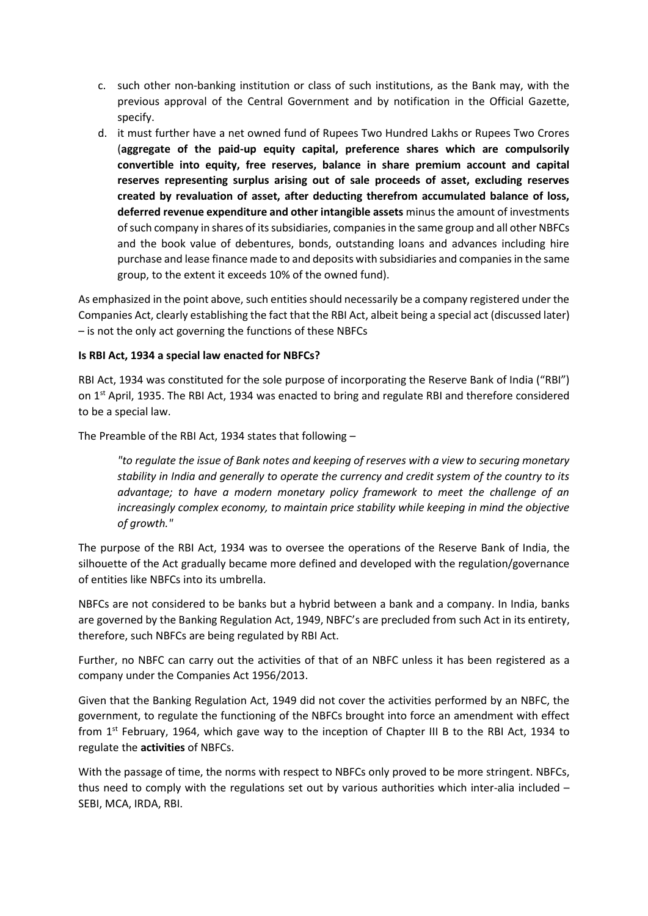c. such other non-banking institution or class of such institutions, as the Bank may, with the previous approval of the Central Government and by notification in the Official Gazette, specify.

d. it must further have a net owned fund of Rupees Two Hundred Lakhs or Rupees Two Crores (**aggregate of the paid-up equity capital, preference shares which are compulsorily convertible into equity, free reserves, balance in share premium account and capital reserves representing surplus arising out of sale proceeds of asset, excluding reserves created by revaluation of asset, after deducting therefrom accumulated balance of loss, deferred revenue expenditure and other intangible assets** minus the amount of investments of such company in shares of its subsidiaries, companies in the same group and all other NBFCs and the book value of debentures, bonds, outstanding loans and advances including hire purchase and lease finance made to and deposits with subsidiaries and companies in the same group, to the extent it exceeds 10% of the owned fund).

As emphasized in the point above, such entities should necessarily be a company registered under the Companies Act, clearly establishing the fact that the RBI Act, albeit being a special act (discussed later) – is not the only act governing the functions of these NBFCs

**Is RBI Act, 1934 a special law enacted for NBFCs?**

RBI Act, 1934 was constituted for the sole purpose of incorporating the Reserve Bank of India ("RBI") on 1st April, 1935. The RBI Act, 1934 was enacted to bring and regulate RBI and therefore considered to be a special law.

The Preamble of the RBI Act, 1934 states that following –

> *"to regulate the issue of Bank notes and keeping of reserves with a view to securing monetary stability in India and generally to operate the currency and credit system of the country to its advantage; to have a modern monetary policy framework to meet the challenge of an increasingly complex economy, to maintain price stability while keeping in mind the objective of growth."*

The purpose of the RBI Act, 1934 was to oversee the operations of the Reserve Bank of India, the silhouette of the Act gradually became more defined and developed with the regulation/governance of entities like NBFCs into its umbrella.

NBFCs are not considered to be banks but a hybrid between a bank and a company. In India, banks are governed by the Banking Regulation Act, 1949, NBFC's are precluded from such Act in its entirety, therefore, such NBFCs are being regulated by RBI Act.

Further, no NBFC can carry out the activities of that of an NBFC unless it has been registered as a company under the Companies Act 1956/2013.

Given that the Banking Regulation Act, 1949 did not cover the activities performed by an NBFC, the government, to regulate the functioning of the NBFCs brought into force an amendment with effect from 1st February, 1964, which gave way to the inception of Chapter III B to the RBI Act, 1934 to regulate the **activities** of NBFCs.

With the passage of time, the norms with respect to NBFCs only proved to be more stringent. NBFCs, thus need to comply with the regulations set out by various authorities which inter-alia included – SEBI, MCA, IRDA, RBI.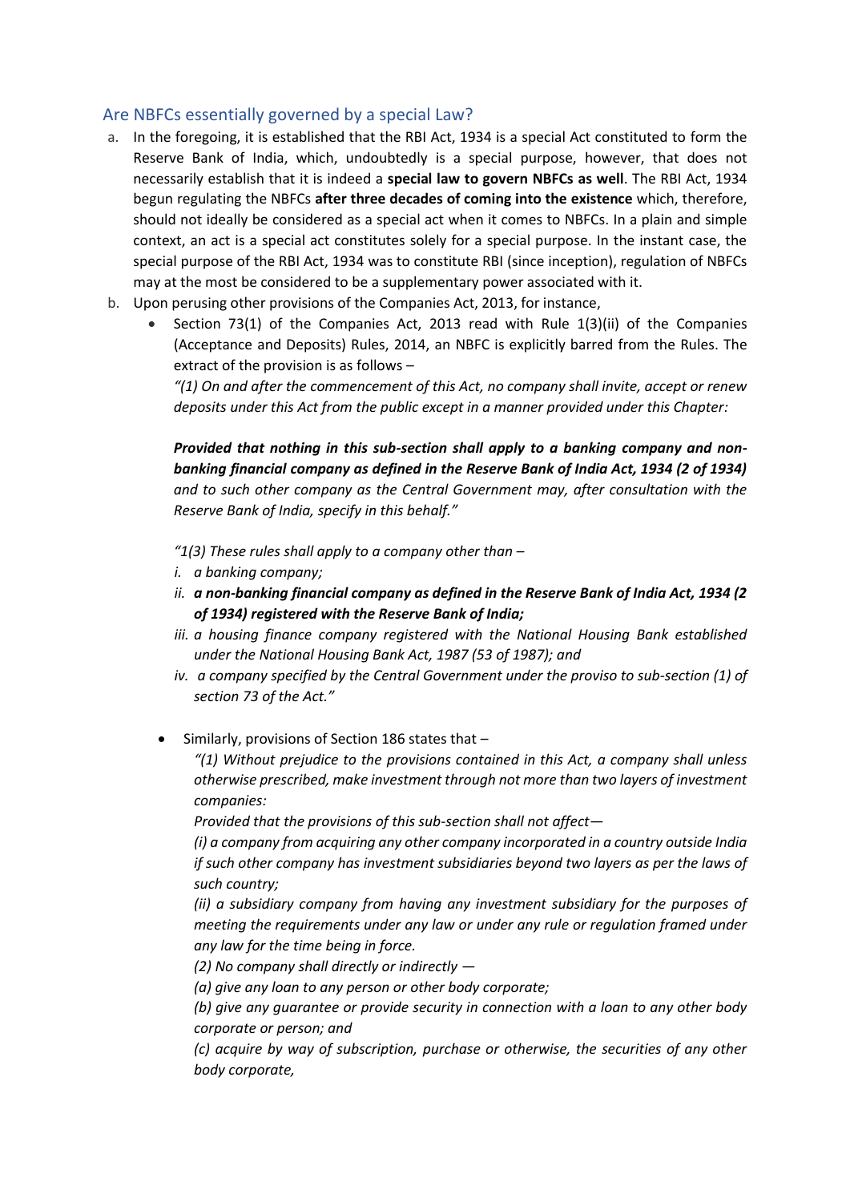## Are NBFCs essentially governed by a special Law?

a. In the foregoing, it is established that the RBI Act, 1934 is a special Act constituted to form the Reserve Bank of India, which, undoubtedly is a special purpose, however, that does not necessarily establish that it is indeed a **special law to govern NBFCs as well**. The RBI Act, 1934 begun regulating the NBFCs **after three decades of coming into the existence** which, therefore, should not ideally be considered as a special act when it comes to NBFCs. In a plain and simple context, an act is a special act constitutes solely for a special purpose. In the instant case, the special purpose of the RBI Act, 1934 was to constitute RBI (since inception), regulation of NBFCs may at the most be considered to be a supplementary power associated with it.

b. Upon perusing other provisions of the Companies Act, 2013, for instance,

   - Section 73(1) of the Companies Act, 2013 read with Rule 1(3)(ii) of the Companies (Acceptance and Deposits) Rules, 2014, an NBFC is explicitly barred from the Rules. The extract of the provision is as follows –

     *"(1) On and after the commencement of this Act, no company shall invite, accept or renew deposits under this Act from the public except in a manner provided under this Chapter:*

     ***Provided that nothing in this sub-section shall apply to a banking company and non-banking financial company as defined in the Reserve Bank of India Act, 1934 (2 of 1934)*** *and to such other company as the Central Government may, after consultation with the Reserve Bank of India, specify in this behalf."*

     *"1(3) These rules shall apply to a company other than –*

     *i. a banking company;*

     *ii.* ***a non-banking financial company as defined in the Reserve Bank of India Act, 1934 (2 of 1934) registered with the Reserve Bank of India;***

     *iii. a housing finance company registered with the National Housing Bank established under the National Housing Bank Act, 1987 (53 of 1987); and*

     *iv. a company specified by the Central Government under the proviso to sub-section (1) of section 73 of the Act."*

   - Similarly, provisions of Section 186 states that –

     *"(1) Without prejudice to the provisions contained in this Act, a company shall unless otherwise prescribed, make investment through not more than two layers of investment companies:*

     *Provided that the provisions of this sub-section shall not affect—*

     *(i) a company from acquiring any other company incorporated in a country outside India if such other company has investment subsidiaries beyond two layers as per the laws of such country;*

     *(ii) a subsidiary company from having any investment subsidiary for the purposes of meeting the requirements under any law or under any rule or regulation framed under any law for the time being in force.*

     *(2) No company shall directly or indirectly —*

     *(a) give any loan to any person or other body corporate;*

     *(b) give any guarantee or provide security in connection with a loan to any other body corporate or person; and*

     *(c) acquire by way of subscription, purchase or otherwise, the securities of any other body corporate,*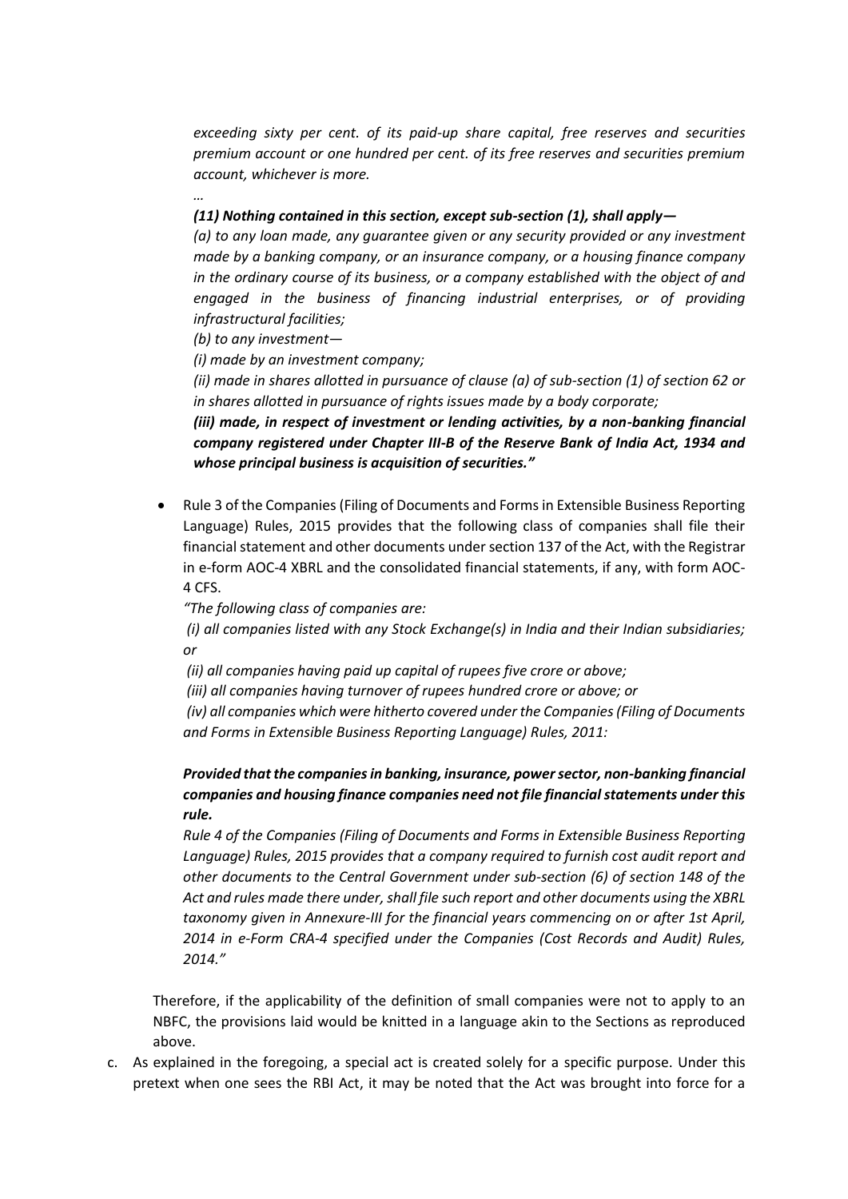*exceeding sixty per cent. of its paid-up share capital, free reserves and securities premium account or one hundred per cent. of its free reserves and securities premium account, whichever is more.*

*…*

***(11) Nothing contained in this section, except sub-section (1), shall apply—***

*(a) to any loan made, any guarantee given or any security provided or any investment made by a banking company, or an insurance company, or a housing finance company in the ordinary course of its business, or a company established with the object of and engaged in the business of financing industrial enterprises, or of providing infrastructural facilities;*

*(b) to any investment—*

*(i) made by an investment company;*

*(ii) made in shares allotted in pursuance of clause (a) of sub-section (1) of section 62 or in shares allotted in pursuance of rights issues made by a body corporate;*

***(iii) made, in respect of investment or lending activities, by a non-banking financial company registered under Chapter III-B of the Reserve Bank of India Act, 1934 and whose principal business is acquisition of securities."***

- Rule 3 of the Companies (Filing of Documents and Forms in Extensible Business Reporting Language) Rules, 2015 provides that the following class of companies shall file their financial statement and other documents under section 137 of the Act, with the Registrar in e-form AOC-4 XBRL and the consolidated financial statements, if any, with form AOC-4 CFS.

  *"The following class of companies are:*

  *(i) all companies listed with any Stock Exchange(s) in India and their Indian subsidiaries; or*

  *(ii) all companies having paid up capital of rupees five crore or above;*

  *(iii) all companies having turnover of rupees hundred crore or above; or*

  *(iv) all companies which were hitherto covered under the Companies (Filing of Documents and Forms in Extensible Business Reporting Language) Rules, 2011:*

  ***Provided that the companies in banking, insurance, power sector, non-banking financial companies and housing finance companies need not file financial statements under this rule.***

  *Rule 4 of the Companies (Filing of Documents and Forms in Extensible Business Reporting Language) Rules, 2015 provides that a company required to furnish cost audit report and other documents to the Central Government under sub-section (6) of section 148 of the Act and rules made there under, shall file such report and other documents using the XBRL taxonomy given in Annexure-III for the financial years commencing on or after 1st April, 2014 in e-Form CRA-4 specified under the Companies (Cost Records and Audit) Rules, 2014."*

Therefore, if the applicability of the definition of small companies were not to apply to an NBFC, the provisions laid would be knitted in a language akin to the Sections as reproduced above.

c. As explained in the foregoing, a special act is created solely for a specific purpose. Under this pretext when one sees the RBI Act, it may be noted that the Act was brought into force for a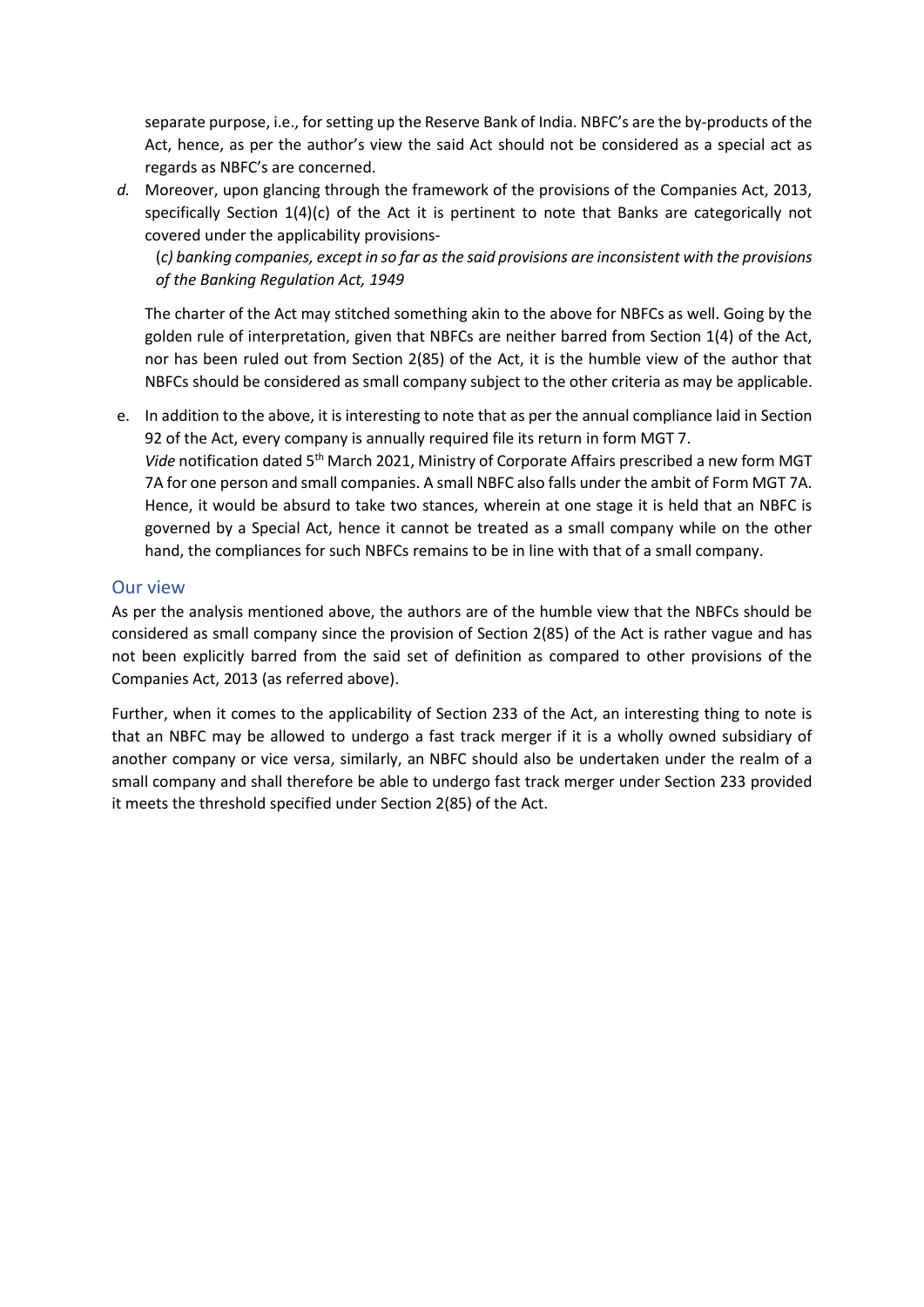separate purpose, i.e., for setting up the Reserve Bank of India. NBFC's are the by-products of the Act, hence, as per the author's view the said Act should not be considered as a special act as regards as NBFC's are concerned.

*d.* Moreover, upon glancing through the framework of the provisions of the Companies Act, 2013, specifically Section 1(4)(c) of the Act it is pertinent to note that Banks are categorically not covered under the applicability provisions-

   (*c) banking companies, except in so far as the said provisions are inconsistent with the provisions of the Banking Regulation Act, 1949*

   The charter of the Act may stitched something akin to the above for NBFCs as well. Going by the golden rule of interpretation, given that NBFCs are neither barred from Section 1(4) of the Act, nor has been ruled out from Section 2(85) of the Act, it is the humble view of the author that NBFCs should be considered as small company subject to the other criteria as may be applicable.

e. In addition to the above, it is interesting to note that as per the annual compliance laid in Section 92 of the Act, every company is annually required file its return in form MGT 7.
   *Vide* notification dated 5th March 2021, Ministry of Corporate Affairs prescribed a new form MGT 7A for one person and small companies. A small NBFC also falls under the ambit of Form MGT 7A. Hence, it would be absurd to take two stances, wherein at one stage it is held that an NBFC is governed by a Special Act, hence it cannot be treated as a small company while on the other hand, the compliances for such NBFCs remains to be in line with that of a small company.

## Our view

As per the analysis mentioned above, the authors are of the humble view that the NBFCs should be considered as small company since the provision of Section 2(85) of the Act is rather vague and has not been explicitly barred from the said set of definition as compared to other provisions of the Companies Act, 2013 (as referred above).

Further, when it comes to the applicability of Section 233 of the Act, an interesting thing to note is that an NBFC may be allowed to undergo a fast track merger if it is a wholly owned subsidiary of another company or vice versa, similarly, an NBFC should also be undertaken under the realm of a small company and shall therefore be able to undergo fast track merger under Section 233 provided it meets the threshold specified under Section 2(85) of the Act.